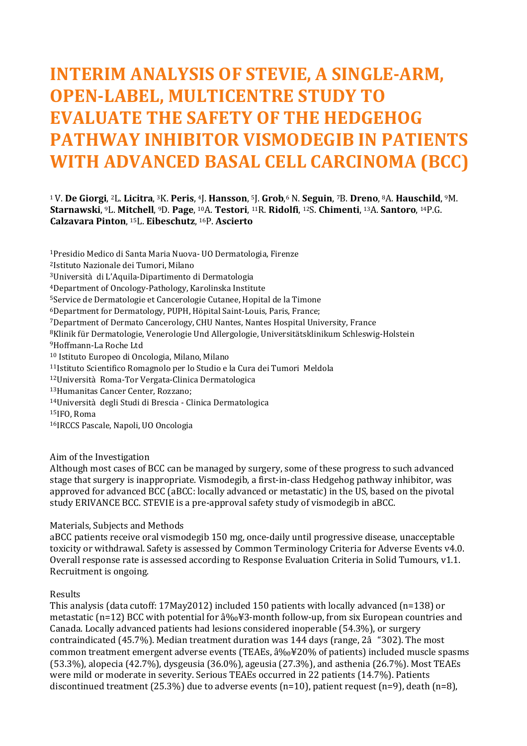# INTERIM ANALYSIS OF STEVIE, A SINGLE-ARM, OPEN-LABEL, MULTICENTRE STUDY TO EVALUATE THE SAFETY OF THE HEDGEHOG PATHWAY INHIBITOR VISMODEGIB IN PATIENTS WITH ADVANCED BASAL CELL CARCINOMA (BCC)

[1] V. **De Giorgi**, [2]L. **Licitra**, [3]K. **Peris**, [4]J. **Hansson**, [5]J. **Grob**,[6] N. **Seguin**, [7]B. **Dreno**, [8]A. **Hauschild**, [9]M. **Starnawski**, [9]L. **Mitchell**, [9]D. **Page**, [10]A. **Testori**, [11]R. **Ridolfi**, [12]S. **Chimenti**, [13]A. **Santoro**, [14]P.G. **Calzavara Pinton**, [15]L. **Eibeschutz**, [16]P. **Ascierto**

[1]Presidio Medico di Santa Maria Nuova- UO Dermatologia, Firenze
[2]Istituto Nazionale dei Tumori, Milano
[3]Università di L'Aquila-Dipartimento di Dermatologia
[4]Department of Oncology-Pathology, Karolinska Institute
[5]Service de Dermatologie et Cancerologie Cutanee, Hopital de la Timone
[6]Department for Dermatology, PUPH, Höpital Saint-Louis, Paris, France;
[7]Department of Dermato Cancerology, CHU Nantes, Nantes Hospital University, France
[8]Klinik für Dermatologie, Venerologie Und Allergologie, Universitätsklinikum Schleswig-Holstein
[9]Hoffmann-La Roche Ltd
[10] Istituto Europeo di Oncologia, Milano, Milano
[11]Istituto Scientifico Romagnolo per lo Studio e la Cura dei Tumori Meldola
[12]Università Roma-Tor Vergata-Clinica Dermatologica
[13]Humanitas Cancer Center, Rozzano;
[14]Università degli Studi di Brescia - Clinica Dermatologica
[15]IFO, Roma
[16]IRCCS Pascale, Napoli, UO Oncologia

Aim of the Investigation
Although most cases of BCC can be managed by surgery, some of these progress to such advanced stage that surgery is inappropriate. Vismodegib, a first-in-class Hedgehog pathway inhibitor, was approved for advanced BCC (aBCC: locally advanced or metastatic) in the US, based on the pivotal study ERIVANCE BCC. STEVIE is a pre-approval safety study of vismodegib in aBCC.

Materials, Subjects and Methods
aBCC patients receive oral vismodegib 150 mg, once-daily until progressive disease, unacceptable toxicity or withdrawal. Safety is assessed by Common Terminology Criteria for Adverse Events v4.0. Overall response rate is assessed according to Response Evaluation Criteria in Solid Tumours, v1.1. Recruitment is ongoing.

Results
This analysis (data cutoff: 17May2012) included 150 patients with locally advanced (n=138) or metastatic (n=12) BCC with potential for â‰¥3-month follow-up, from six European countries and Canada. Locally advanced patients had lesions considered inoperable (54.3%), or surgery contraindicated (45.7%). Median treatment duration was 144 days (range, 2â "302). The most common treatment emergent adverse events (TEAEs, â‰¥20% of patients) included muscle spasms (53.3%), alopecia (42.7%), dysgeusia (36.0%), ageusia (27.3%), and asthenia (26.7%). Most TEAEs were mild or moderate in severity. Serious TEAEs occurred in 22 patients (14.7%). Patients discontinued treatment (25.3%) due to adverse events (n=10), patient request (n=9), death (n=8),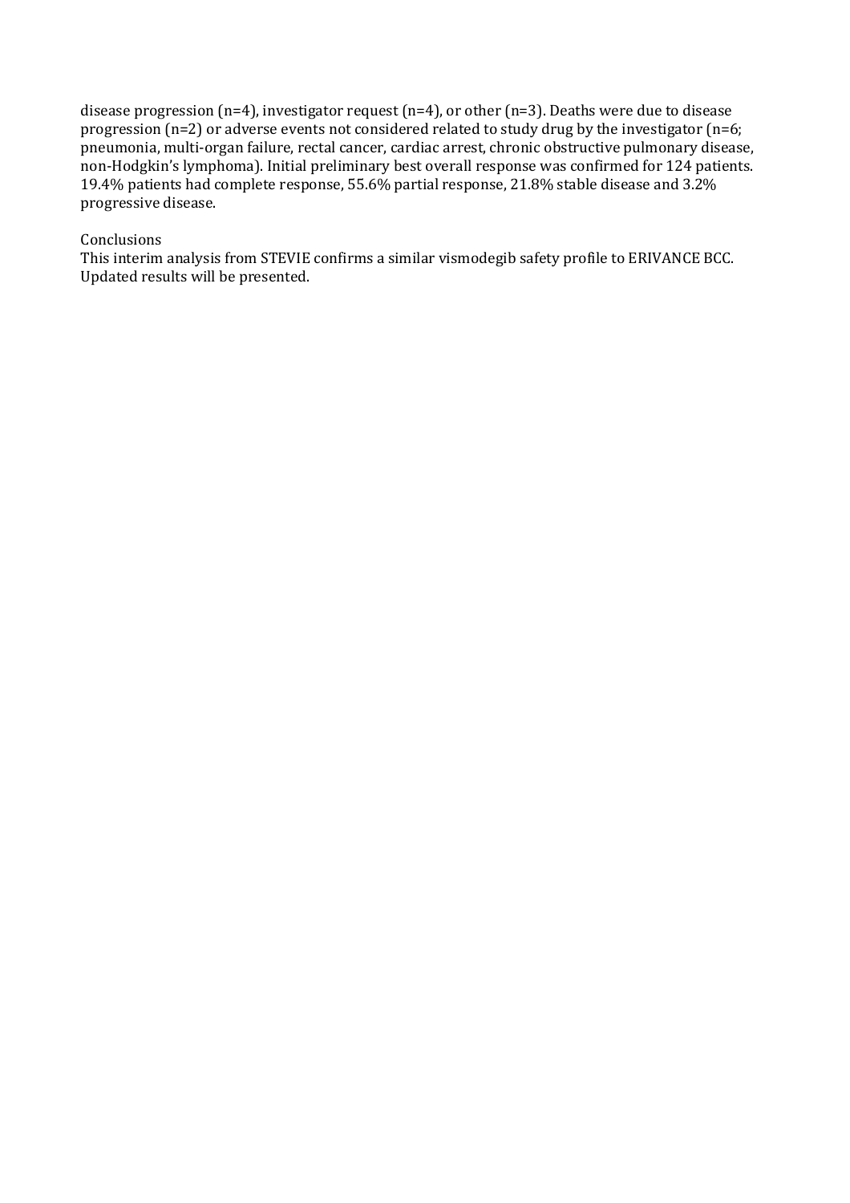disease progression (n=4), investigator request (n=4), or other (n=3). Deaths were due to disease progression (n=2) or adverse events not considered related to study drug by the investigator (n=6; pneumonia, multi-organ failure, rectal cancer, cardiac arrest, chronic obstructive pulmonary disease, non-Hodgkin's lymphoma). Initial preliminary best overall response was confirmed for 124 patients. 19.4% patients had complete response, 55.6% partial response, 21.8% stable disease and 3.2% progressive disease.

Conclusions

This interim analysis from STEVIE confirms a similar vismodegib safety profile to ERIVANCE BCC. Updated results will be presented.